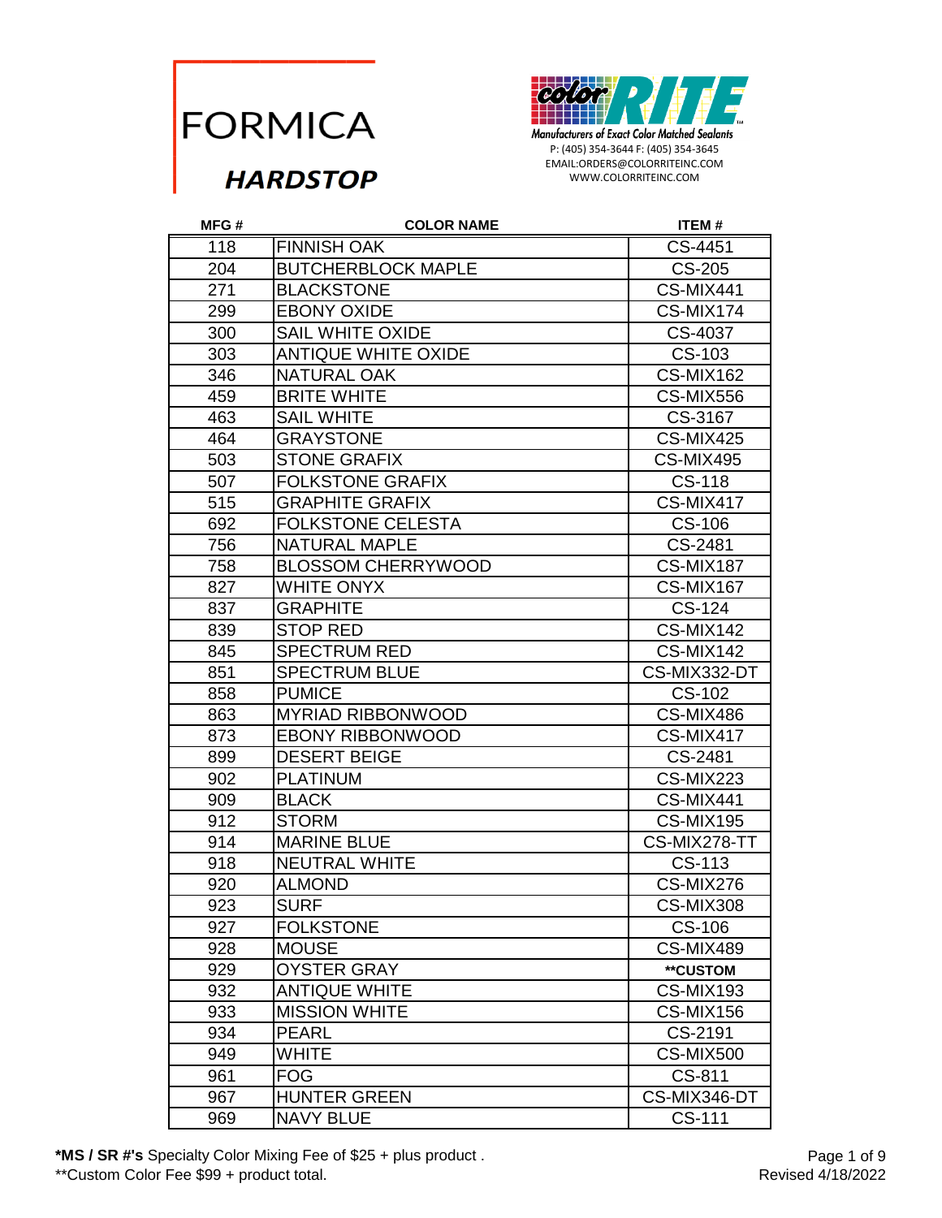# FORMICA

## *HARDSTOP*

colorRITE
*Manufacturers of Exact Color Matched Sealants*
P: (405) 354-3644 F: (405) 354-3645
EMAIL:ORDERS@COLORRITEINC.COM
WWW.COLORRITEINC.COM

| MFG # | COLOR NAME | ITEM # |
|---|---|---|
| 118 | FINNISH OAK | CS-4451 |
| 204 | BUTCHERBLOCK MAPLE | CS-205 |
| 271 | BLACKSTONE | CS-MIX441 |
| 299 | EBONY OXIDE | CS-MIX174 |
| 300 | SAIL WHITE OXIDE | CS-4037 |
| 303 | ANTIQUE WHITE OXIDE | CS-103 |
| 346 | NATURAL OAK | CS-MIX162 |
| 459 | BRITE WHITE | CS-MIX556 |
| 463 | SAIL WHITE | CS-3167 |
| 464 | GRAYSTONE | CS-MIX425 |
| 503 | STONE GRAFIX | CS-MIX495 |
| 507 | FOLKSTONE GRAFIX | CS-118 |
| 515 | GRAPHITE GRAFIX | CS-MIX417 |
| 692 | FOLKSTONE CELESTA | CS-106 |
| 756 | NATURAL MAPLE | CS-2481 |
| 758 | BLOSSOM CHERRYWOOD | CS-MIX187 |
| 827 | WHITE ONYX | CS-MIX167 |
| 837 | GRAPHITE | CS-124 |
| 839 | STOP RED | CS-MIX142 |
| 845 | SPECTRUM RED | CS-MIX142 |
| 851 | SPECTRUM BLUE | CS-MIX332-DT |
| 858 | PUMICE | CS-102 |
| 863 | MYRIAD RIBBONWOOD | CS-MIX486 |
| 873 | EBONY RIBBONWOOD | CS-MIX417 |
| 899 | DESERT BEIGE | CS-2481 |
| 902 | PLATINUM | CS-MIX223 |
| 909 | BLACK | CS-MIX441 |
| 912 | STORM | CS-MIX195 |
| 914 | MARINE BLUE | CS-MIX278-TT |
| 918 | NEUTRAL WHITE | CS-113 |
| 920 | ALMOND | CS-MIX276 |
| 923 | SURF | CS-MIX308 |
| 927 | FOLKSTONE | CS-106 |
| 928 | MOUSE | CS-MIX489 |
| 929 | OYSTER GRAY | **\*\*CUSTOM** |
| 932 | ANTIQUE WHITE | CS-MIX193 |
| 933 | MISSION WHITE | CS-MIX156 |
| 934 | PEARL | CS-2191 |
| 949 | WHITE | CS-MIX500 |
| 961 | FOG | CS-811 |
| 967 | HUNTER GREEN | CS-MIX346-DT |
| 969 | NAVY BLUE | CS-111 |

**\*MS / SR #'s** Specialty Color Mixing Fee of $25 + plus product .
\*\*Custom Color Fee $99 + product total.

Revised 4/18/2022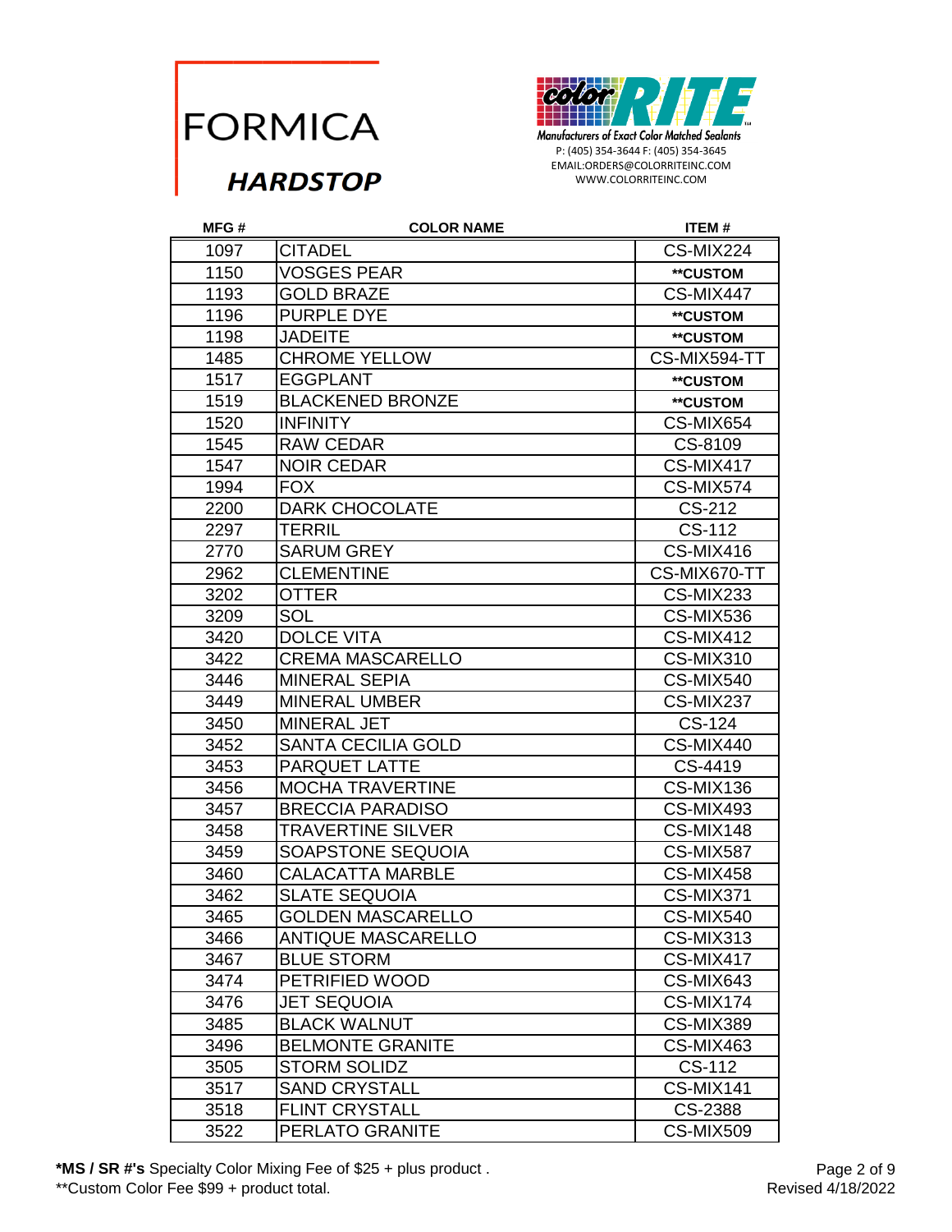# FORMICA

## HARDSTOP

Manufacturers of Exact Color Matched Sealants
P: (405) 354-3644 F: (405) 354-3645
EMAIL:ORDERS@COLORRITEINC.COM
WWW.COLORRITEINC.COM

| MFG # | COLOR NAME | ITEM # |
|---|---|---|
| 1097 | CITADEL | CS-MIX224 |
| 1150 | VOSGES PEAR | **CUSTOM |
| 1193 | GOLD BRAZE | CS-MIX447 |
| 1196 | PURPLE DYE | **CUSTOM |
| 1198 | JADEITE | **CUSTOM |
| 1485 | CHROME YELLOW | CS-MIX594-TT |
| 1517 | EGGPLANT | **CUSTOM |
| 1519 | BLACKENED BRONZE | **CUSTOM |
| 1520 | INFINITY | CS-MIX654 |
| 1545 | RAW CEDAR | CS-8109 |
| 1547 | NOIR CEDAR | CS-MIX417 |
| 1994 | FOX | CS-MIX574 |
| 2200 | DARK CHOCOLATE | CS-212 |
| 2297 | TERRIL | CS-112 |
| 2770 | SARUM GREY | CS-MIX416 |
| 2962 | CLEMENTINE | CS-MIX670-TT |
| 3202 | OTTER | CS-MIX233 |
| 3209 | SOL | CS-MIX536 |
| 3420 | DOLCE VITA | CS-MIX412 |
| 3422 | CREMA MASCARELLO | CS-MIX310 |
| 3446 | MINERAL SEPIA | CS-MIX540 |
| 3449 | MINERAL UMBER | CS-MIX237 |
| 3450 | MINERAL JET | CS-124 |
| 3452 | SANTA CECILIA GOLD | CS-MIX440 |
| 3453 | PARQUET LATTE | CS-4419 |
| 3456 | MOCHA TRAVERTINE | CS-MIX136 |
| 3457 | BRECCIA PARADISO | CS-MIX493 |
| 3458 | TRAVERTINE SILVER | CS-MIX148 |
| 3459 | SOAPSTONE SEQUOIA | CS-MIX587 |
| 3460 | CALACATTA MARBLE | CS-MIX458 |
| 3462 | SLATE SEQUOIA | CS-MIX371 |
| 3465 | GOLDEN MASCARELLO | CS-MIX540 |
| 3466 | ANTIQUE MASCARELLO | CS-MIX313 |
| 3467 | BLUE STORM | CS-MIX417 |
| 3474 | PETRIFIED WOOD | CS-MIX643 |
| 3476 | JET SEQUOIA | CS-MIX174 |
| 3485 | BLACK WALNUT | CS-MIX389 |
| 3496 | BELMONTE GRANITE | CS-MIX463 |
| 3505 | STORM SOLIDZ | CS-112 |
| 3517 | SAND CRYSTALL | CS-MIX141 |
| 3518 | FLINT CRYSTALL | CS-2388 |
| 3522 | PERLATO GRANITE | CS-MIX509 |

**\*MS / SR #'s** Specialty Color Mixing Fee of $25 + plus product .
**Custom Color Fee $99 + product total.

Revised 4/18/2022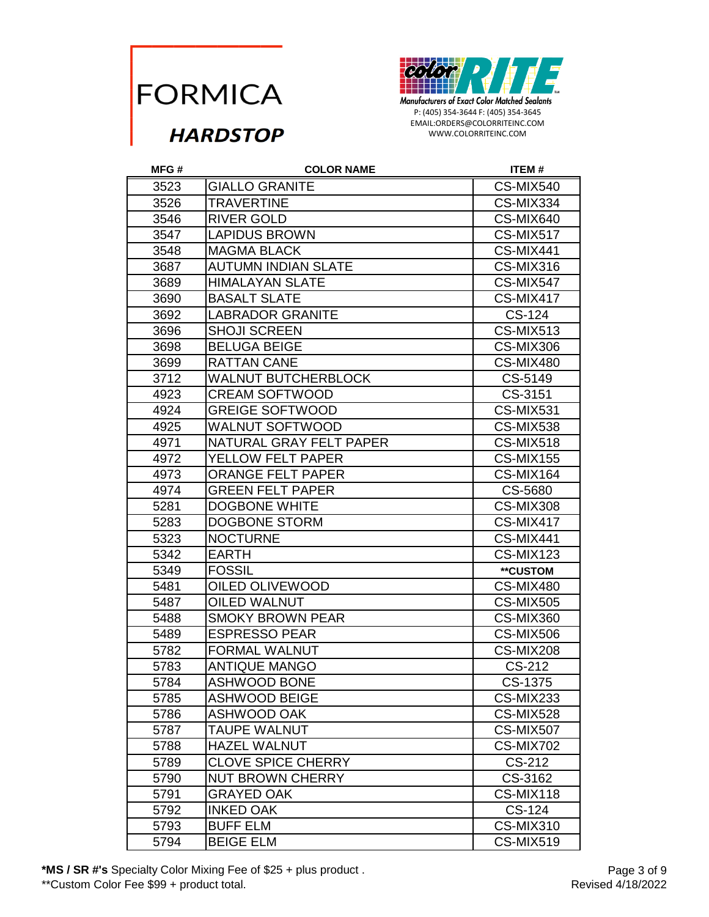# FORMICA

## *HARDSTOP*

color RITE
Manufacturers of Exact Color Matched Sealants
P: (405) 354-3644 F: (405) 354-3645
EMAIL:ORDERS@COLORRITEINC.COM
WWW.COLORRITEINC.COM

| MFG # | COLOR NAME | ITEM # |
|---|---|---|
| 3523 | GIALLO GRANITE | CS-MIX540 |
| 3526 | TRAVERTINE | CS-MIX334 |
| 3546 | RIVER GOLD | CS-MIX640 |
| 3547 | LAPIDUS BROWN | CS-MIX517 |
| 3548 | MAGMA BLACK | CS-MIX441 |
| 3687 | AUTUMN INDIAN SLATE | CS-MIX316 |
| 3689 | HIMALAYAN SLATE | CS-MIX547 |
| 3690 | BASALT SLATE | CS-MIX417 |
| 3692 | LABRADOR GRANITE | CS-124 |
| 3696 | SHOJI SCREEN | CS-MIX513 |
| 3698 | BELUGA BEIGE | CS-MIX306 |
| 3699 | RATTAN CANE | CS-MIX480 |
| 3712 | WALNUT BUTCHERBLOCK | CS-5149 |
| 4923 | CREAM SOFTWOOD | CS-3151 |
| 4924 | GREIGE SOFTWOOD | CS-MIX531 |
| 4925 | WALNUT SOFTWOOD | CS-MIX538 |
| 4971 | NATURAL GRAY FELT PAPER | CS-MIX518 |
| 4972 | YELLOW FELT PAPER | CS-MIX155 |
| 4973 | ORANGE FELT PAPER | CS-MIX164 |
| 4974 | GREEN FELT PAPER | CS-5680 |
| 5281 | DOGBONE WHITE | CS-MIX308 |
| 5283 | DOGBONE STORM | CS-MIX417 |
| 5323 | NOCTURNE | CS-MIX441 |
| 5342 | EARTH | CS-MIX123 |
| 5349 | FOSSIL | **CUSTOM |
| 5481 | OILED OLIVEWOOD | CS-MIX480 |
| 5487 | OILED WALNUT | CS-MIX505 |
| 5488 | SMOKY BROWN PEAR | CS-MIX360 |
| 5489 | ESPRESSO PEAR | CS-MIX506 |
| 5782 | FORMAL WALNUT | CS-MIX208 |
| 5783 | ANTIQUE MANGO | CS-212 |
| 5784 | ASHWOOD BONE | CS-1375 |
| 5785 | ASHWOOD BEIGE | CS-MIX233 |
| 5786 | ASHWOOD OAK | CS-MIX528 |
| 5787 | TAUPE WALNUT | CS-MIX507 |
| 5788 | HAZEL WALNUT | CS-MIX702 |
| 5789 | CLOVE SPICE CHERRY | CS-212 |
| 5790 | NUT BROWN CHERRY | CS-3162 |
| 5791 | GRAYED OAK | CS-MIX118 |
| 5792 | INKED OAK | CS-124 |
| 5793 | BUFF ELM | CS-MIX310 |
| 5794 | BEIGE ELM | CS-MIX519 |

**\*MS / SR #'s** Specialty Color Mixing Fee of $25 + plus product .
**Custom Color Fee $99 + product total.

Revised 4/18/2022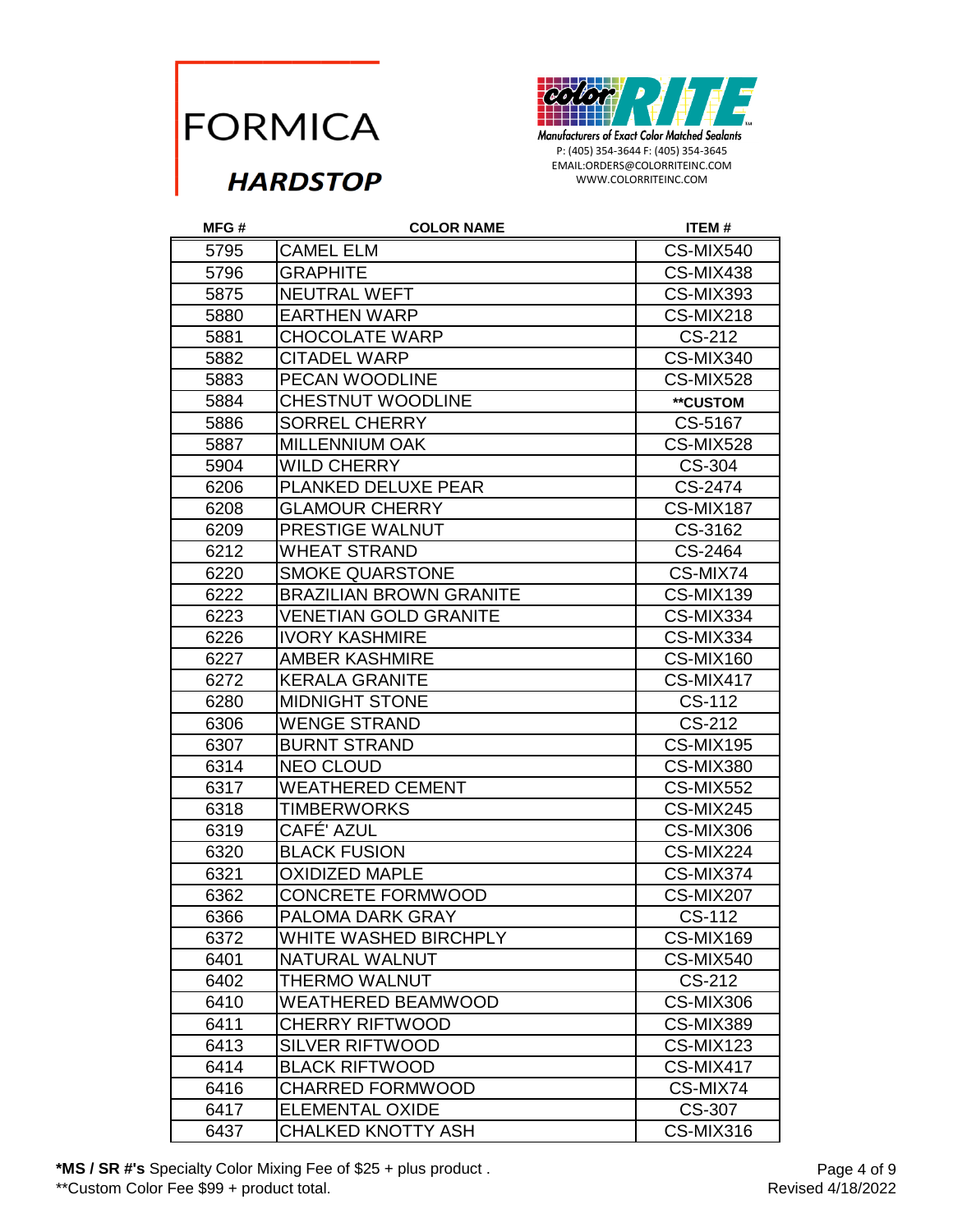# FORMICA

## HARDSTOP

Manufacturers of Exact Color Matched Sealants
P: (405) 354-3644 F: (405) 354-3645
EMAIL:ORDERS@COLORRITEINC.COM
WWW.COLORRITEINC.COM

| MFG # | COLOR NAME | ITEM # |
|---|---|---|
| 5795 | CAMEL ELM | CS-MIX540 |
| 5796 | GRAPHITE | CS-MIX438 |
| 5875 | NEUTRAL WEFT | CS-MIX393 |
| 5880 | EARTHEN WARP | CS-MIX218 |
| 5881 | CHOCOLATE WARP | CS-212 |
| 5882 | CITADEL WARP | CS-MIX340 |
| 5883 | PECAN WOODLINE | CS-MIX528 |
| 5884 | CHESTNUT WOODLINE | **CUSTOM |
| 5886 | SORREL CHERRY | CS-5167 |
| 5887 | MILLENNIUM OAK | CS-MIX528 |
| 5904 | WILD CHERRY | CS-304 |
| 6206 | PLANKED DELUXE PEAR | CS-2474 |
| 6208 | GLAMOUR CHERRY | CS-MIX187 |
| 6209 | PRESTIGE WALNUT | CS-3162 |
| 6212 | WHEAT STRAND | CS-2464 |
| 6220 | SMOKE QUARSTONE | CS-MIX74 |
| 6222 | BRAZILIAN BROWN GRANITE | CS-MIX139 |
| 6223 | VENETIAN GOLD GRANITE | CS-MIX334 |
| 6226 | IVORY KASHMIRE | CS-MIX334 |
| 6227 | AMBER KASHMIRE | CS-MIX160 |
| 6272 | KERALA GRANITE | CS-MIX417 |
| 6280 | MIDNIGHT STONE | CS-112 |
| 6306 | WENGE STRAND | CS-212 |
| 6307 | BURNT STRAND | CS-MIX195 |
| 6314 | NEO CLOUD | CS-MIX380 |
| 6317 | WEATHERED CEMENT | CS-MIX552 |
| 6318 | TIMBERWORKS | CS-MIX245 |
| 6319 | CAFÉ' AZUL | CS-MIX306 |
| 6320 | BLACK FUSION | CS-MIX224 |
| 6321 | OXIDIZED MAPLE | CS-MIX374 |
| 6362 | CONCRETE FORMWOOD | CS-MIX207 |
| 6366 | PALOMA DARK GRAY | CS-112 |
| 6372 | WHITE WASHED BIRCHPLY | CS-MIX169 |
| 6401 | NATURAL WALNUT | CS-MIX540 |
| 6402 | THERMO WALNUT | CS-212 |
| 6410 | WEATHERED BEAMWOOD | CS-MIX306 |
| 6411 | CHERRY RIFTWOOD | CS-MIX389 |
| 6413 | SILVER RIFTWOOD | CS-MIX123 |
| 6414 | BLACK RIFTWOOD | CS-MIX417 |
| 6416 | CHARRED FORMWOOD | CS-MIX74 |
| 6417 | ELEMENTAL OXIDE | CS-307 |
| 6437 | CHALKED KNOTTY ASH | CS-MIX316 |

**\*MS / SR #'s** Specialty Color Mixing Fee of $25 + plus product .
**Custom Color Fee $99 + product total.

Revised 4/18/2022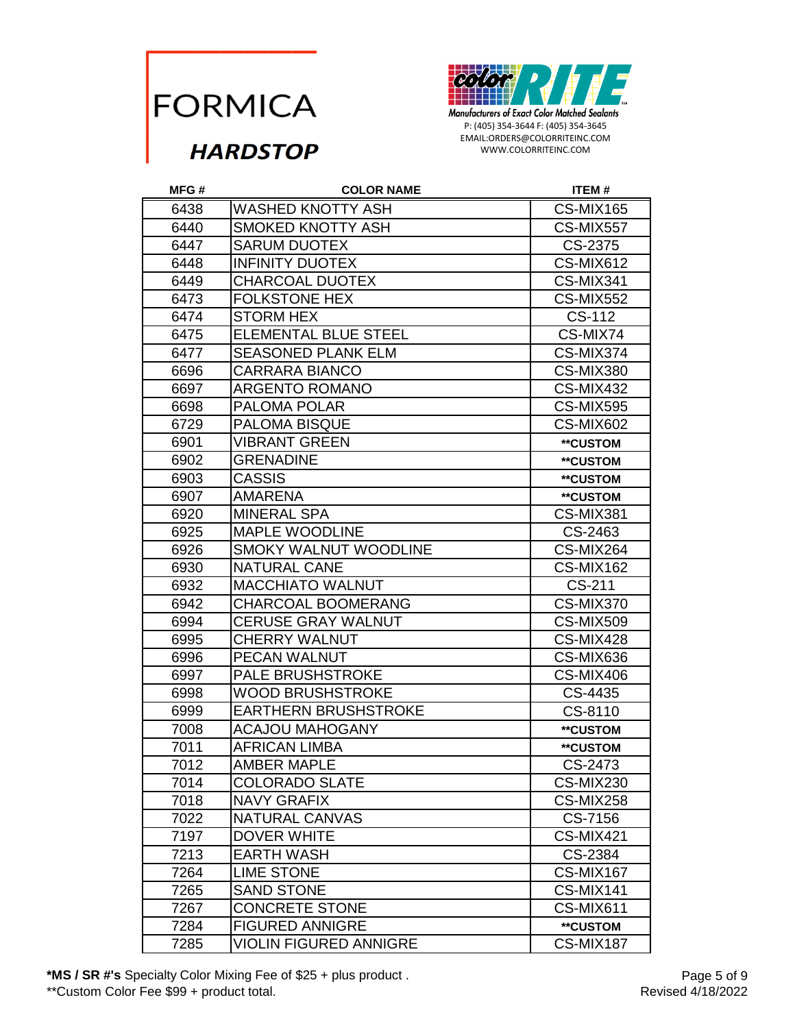# FORMICA

## *HARDSTOP*

*Manufacturers of Exact Color Matched Sealants*
P: (405) 354-3644 F: (405) 354-3645
EMAIL:ORDERS@COLORRITEINC.COM
WWW.COLORRITEINC.COM

| MFG # | COLOR NAME | ITEM # |
|---|---|---|
| 6438 | WASHED KNOTTY ASH | CS-MIX165 |
| 6440 | SMOKED KNOTTY ASH | CS-MIX557 |
| 6447 | SARUM DUOTEX | CS-2375 |
| 6448 | INFINITY DUOTEX | CS-MIX612 |
| 6449 | CHARCOAL DUOTEX | CS-MIX341 |
| 6473 | FOLKSTONE HEX | CS-MIX552 |
| 6474 | STORM HEX | CS-112 |
| 6475 | ELEMENTAL BLUE STEEL | CS-MIX74 |
| 6477 | SEASONED PLANK ELM | CS-MIX374 |
| 6696 | CARRARA BIANCO | CS-MIX380 |
| 6697 | ARGENTO ROMANO | CS-MIX432 |
| 6698 | PALOMA POLAR | CS-MIX595 |
| 6729 | PALOMA BISQUE | CS-MIX602 |
| 6901 | VIBRANT GREEN | **CUSTOM |
| 6902 | GRENADINE | **CUSTOM |
| 6903 | CASSIS | **CUSTOM |
| 6907 | AMARENA | **CUSTOM |
| 6920 | MINERAL SPA | CS-MIX381 |
| 6925 | MAPLE WOODLINE | CS-2463 |
| 6926 | SMOKY WALNUT WOODLINE | CS-MIX264 |
| 6930 | NATURAL CANE | CS-MIX162 |
| 6932 | MACCHIATO WALNUT | CS-211 |
| 6942 | CHARCOAL BOOMERANG | CS-MIX370 |
| 6994 | CERUSE GRAY WALNUT | CS-MIX509 |
| 6995 | CHERRY WALNUT | CS-MIX428 |
| 6996 | PECAN WALNUT | CS-MIX636 |
| 6997 | PALE BRUSHSTROKE | CS-MIX406 |
| 6998 | WOOD BRUSHSTROKE | CS-4435 |
| 6999 | EARTHERN BRUSHSTROKE | CS-8110 |
| 7008 | ACAJOU MAHOGANY | **CUSTOM |
| 7011 | AFRICAN LIMBA | **CUSTOM |
| 7012 | AMBER MAPLE | CS-2473 |
| 7014 | COLORADO SLATE | CS-MIX230 |
| 7018 | NAVY GRAFIX | CS-MIX258 |
| 7022 | NATURAL CANVAS | CS-7156 |
| 7197 | DOVER WHITE | CS-MIX421 |
| 7213 | EARTH WASH | CS-2384 |
| 7264 | LIME STONE | CS-MIX167 |
| 7265 | SAND STONE | CS-MIX141 |
| 7267 | CONCRETE STONE | CS-MIX611 |
| 7284 | FIGURED ANNIGRE | **CUSTOM |
| 7285 | VIOLIN FIGURED ANNIGRE | CS-MIX187 |

**\*MS / SR #'s** Specialty Color Mixing Fee of $25 + plus product .
**Custom Color Fee $99 + product total.

Revised 4/18/2022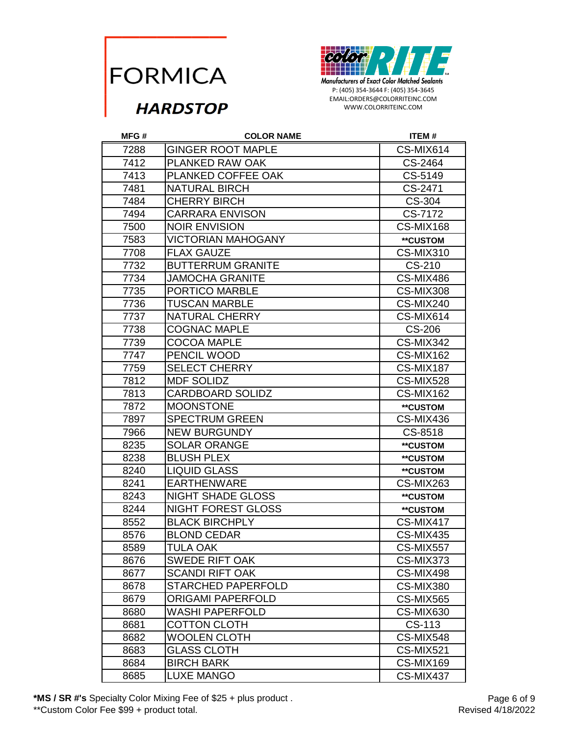# FORMICA

## *HARDSTOP*

**colorRITE**

*Manufacturers of Exact Color Matched Sealants*

P: (405) 354-3644 F: (405) 354-3645
EMAIL:ORDERS@COLORRITEINC.COM
WWW.COLORRITEINC.COM

| MFG # | COLOR NAME | ITEM # |
|---|---|---|
| 7288 | GINGER ROOT MAPLE | CS-MIX614 |
| 7412 | PLANKED RAW OAK | CS-2464 |
| 7413 | PLANKED COFFEE OAK | CS-5149 |
| 7481 | NATURAL BIRCH | CS-2471 |
| 7484 | CHERRY BIRCH | CS-304 |
| 7494 | CARRARA ENVISON | CS-7172 |
| 7500 | NOIR ENVISION | CS-MIX168 |
| 7583 | VICTORIAN MAHOGANY | **CUSTOM |
| 7708 | FLAX GAUZE | CS-MIX310 |
| 7732 | BUTTERRUM GRANITE | CS-210 |
| 7734 | JAMOCHA GRANITE | CS-MIX486 |
| 7735 | PORTICO MARBLE | CS-MIX308 |
| 7736 | TUSCAN MARBLE | CS-MIX240 |
| 7737 | NATURAL CHERRY | CS-MIX614 |
| 7738 | COGNAC MAPLE | CS-206 |
| 7739 | COCOA MAPLE | CS-MIX342 |
| 7747 | PENCIL WOOD | CS-MIX162 |
| 7759 | SELECT CHERRY | CS-MIX187 |
| 7812 | MDF SOLIDZ | CS-MIX528 |
| 7813 | CARDBOARD SOLIDZ | CS-MIX162 |
| 7872 | MOONSTONE | **CUSTOM |
| 7897 | SPECTRUM GREEN | CS-MIX436 |
| 7966 | NEW BURGUNDY | CS-8518 |
| 8235 | SOLAR ORANGE | **CUSTOM |
| 8238 | BLUSH PLEX | **CUSTOM |
| 8240 | LIQUID GLASS | **CUSTOM |
| 8241 | EARTHENWARE | CS-MIX263 |
| 8243 | NIGHT SHADE GLOSS | **CUSTOM |
| 8244 | NIGHT FOREST GLOSS | **CUSTOM |
| 8552 | BLACK BIRCHPLY | CS-MIX417 |
| 8576 | BLOND CEDAR | CS-MIX435 |
| 8589 | TULA OAK | CS-MIX557 |
| 8676 | SWEDE RIFT OAK | CS-MIX373 |
| 8677 | SCANDI RIFT OAK | CS-MIX498 |
| 8678 | STARCHED PAPERFOLD | CS-MIX380 |
| 8679 | ORIGAMI PAPERFOLD | CS-MIX565 |
| 8680 | WASHI PAPERFOLD | CS-MIX630 |
| 8681 | COTTON CLOTH | CS-113 |
| 8682 | WOOLEN CLOTH | CS-MIX548 |
| 8683 | GLASS CLOTH | CS-MIX521 |
| 8684 | BIRCH BARK | CS-MIX169 |
| 8685 | LUXE MANGO | CS-MIX437 |

***MS / SR #'s** Specialty Color Mixing Fee of $25 + plus product .
**Custom Color Fee $99 + product total.

Revised 4/18/2022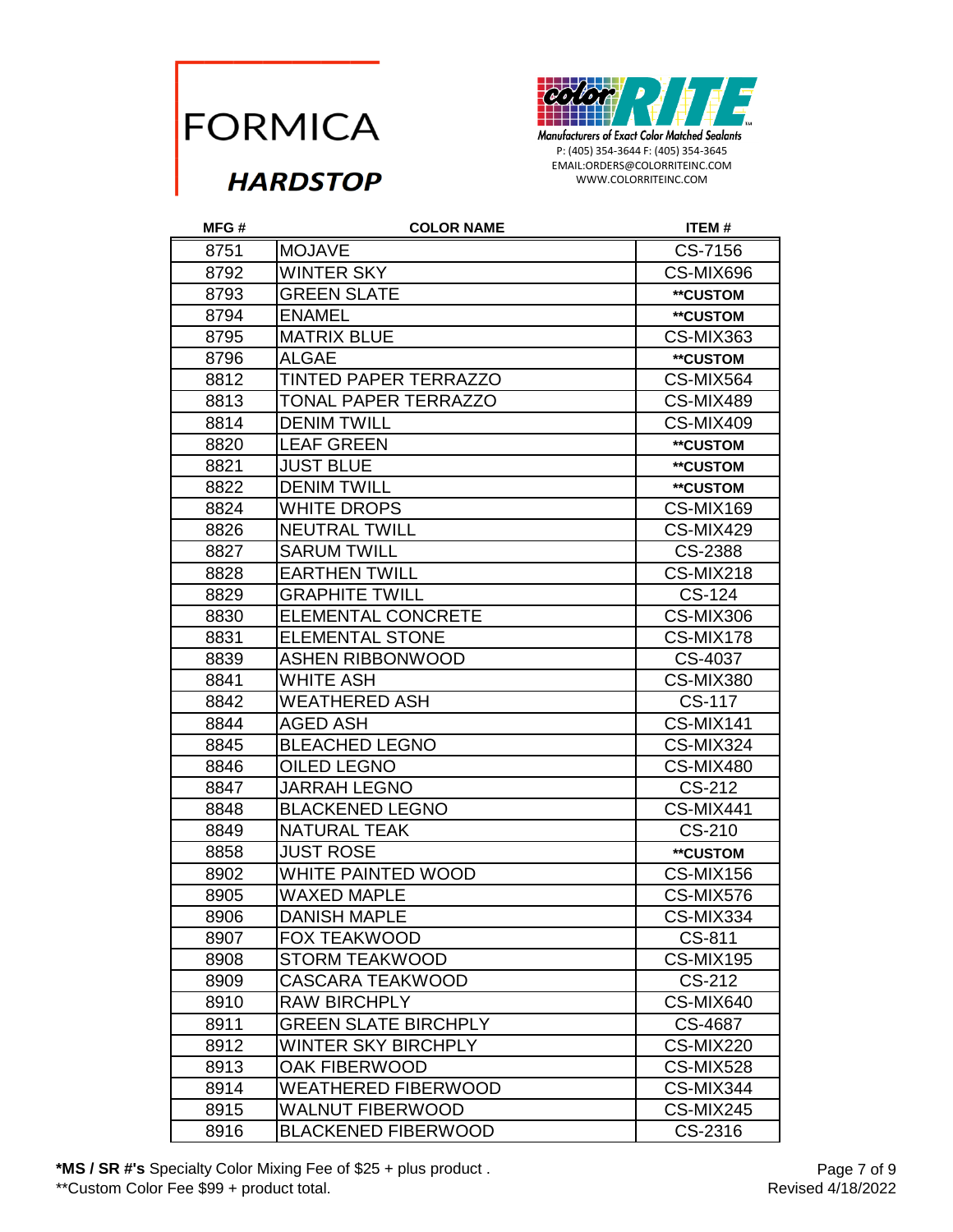# FORMICA

## *HARDSTOP*

**colorRITE**
*Manufacturers of Exact Color Matched Sealants*
P: (405) 354-3644 F: (405) 354-3645
EMAIL:ORDERS@COLORRITEINC.COM
WWW.COLORRITEINC.COM

| MFG # | COLOR NAME | ITEM # |
|---|---|---|
| 8751 | MOJAVE | CS-7156 |
| 8792 | WINTER SKY | CS-MIX696 |
| 8793 | GREEN SLATE | **\*\*CUSTOM** |
| 8794 | ENAMEL | **\*\*CUSTOM** |
| 8795 | MATRIX BLUE | CS-MIX363 |
| 8796 | ALGAE | **\*\*CUSTOM** |
| 8812 | TINTED PAPER TERRAZZO | CS-MIX564 |
| 8813 | TONAL PAPER TERRAZZO | CS-MIX489 |
| 8814 | DENIM TWILL | CS-MIX409 |
| 8820 | LEAF GREEN | **\*\*CUSTOM** |
| 8821 | JUST BLUE | **\*\*CUSTOM** |
| 8822 | DENIM TWILL | **\*\*CUSTOM** |
| 8824 | WHITE DROPS | CS-MIX169 |
| 8826 | NEUTRAL TWILL | CS-MIX429 |
| 8827 | SARUM TWILL | CS-2388 |
| 8828 | EARTHEN TWILL | CS-MIX218 |
| 8829 | GRAPHITE TWILL | CS-124 |
| 8830 | ELEMENTAL CONCRETE | CS-MIX306 |
| 8831 | ELEMENTAL STONE | CS-MIX178 |
| 8839 | ASHEN RIBBONWOOD | CS-4037 |
| 8841 | WHITE ASH | CS-MIX380 |
| 8842 | WEATHERED ASH | CS-117 |
| 8844 | AGED ASH | CS-MIX141 |
| 8845 | BLEACHED LEGNO | CS-MIX324 |
| 8846 | OILED LEGNO | CS-MIX480 |
| 8847 | JARRAH LEGNO | CS-212 |
| 8848 | BLACKENED LEGNO | CS-MIX441 |
| 8849 | NATURAL TEAK | CS-210 |
| 8858 | JUST ROSE | **\*\*CUSTOM** |
| 8902 | WHITE PAINTED WOOD | CS-MIX156 |
| 8905 | WAXED MAPLE | CS-MIX576 |
| 8906 | DANISH MAPLE | CS-MIX334 |
| 8907 | FOX TEAKWOOD | CS-811 |
| 8908 | STORM TEAKWOOD | CS-MIX195 |
| 8909 | CASCARA TEAKWOOD | CS-212 |
| 8910 | RAW BIRCHPLY | CS-MIX640 |
| 8911 | GREEN SLATE BIRCHPLY | CS-4687 |
| 8912 | WINTER SKY BIRCHPLY | CS-MIX220 |
| 8913 | OAK FIBERWOOD | CS-MIX528 |
| 8914 | WEATHERED FIBERWOOD | CS-MIX344 |
| 8915 | WALNUT FIBERWOOD | CS-MIX245 |
| 8916 | BLACKENED FIBERWOOD | CS-2316 |

**\*MS / SR #'s** Specialty Color Mixing Fee of $25 + plus product .
\*\*Custom Color Fee $99 + product total.

Revised 4/18/2022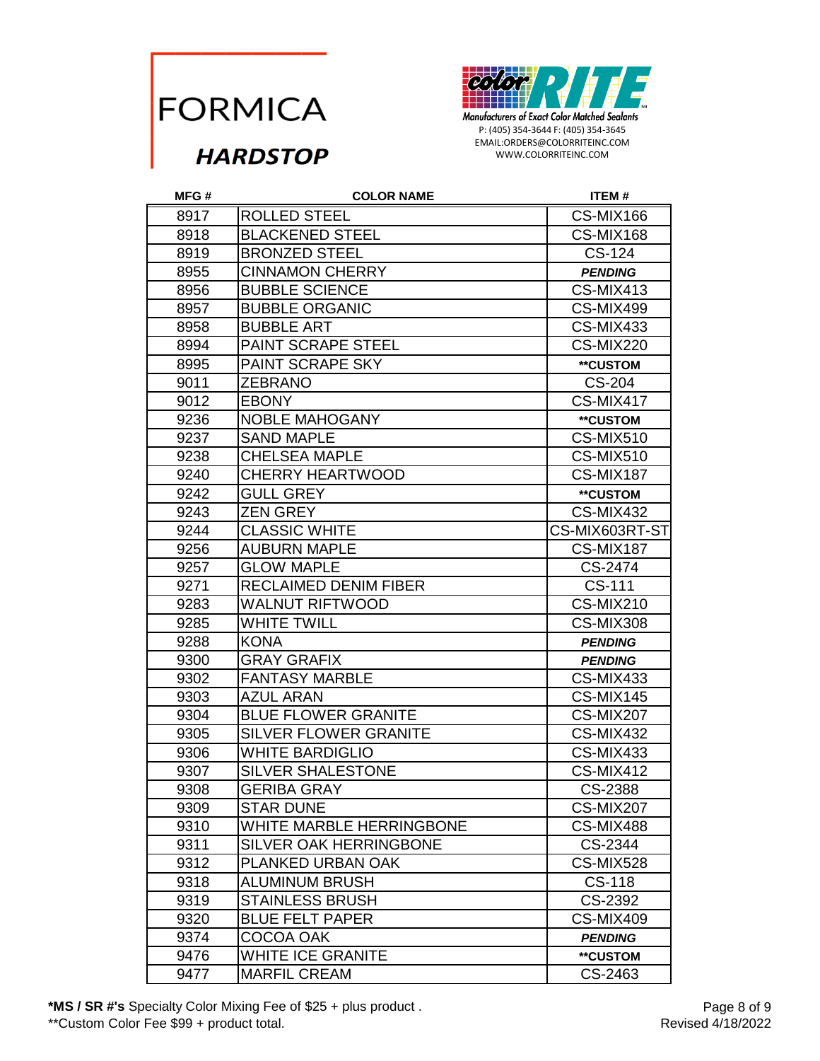# FORMICA

## *HARDSTOP*

color RITE
*Manufacturers of Exact Color Matched Sealants*
P: (405) 354-3644 F: (405) 354-3645
EMAIL:ORDERS@COLORRITEINC.COM
WWW.COLORRITEINC.COM

| MFG # | COLOR NAME | ITEM # |
|---|---|---|
| 8917 | ROLLED STEEL | CS-MIX166 |
| 8918 | BLACKENED STEEL | CS-MIX168 |
| 8919 | BRONZED STEEL | CS-124 |
| 8955 | CINNAMON CHERRY | ***PENDING*** |
| 8956 | BUBBLE SCIENCE | CS-MIX413 |
| 8957 | BUBBLE ORGANIC | CS-MIX499 |
| 8958 | BUBBLE ART | CS-MIX433 |
| 8994 | PAINT SCRAPE STEEL | CS-MIX220 |
| 8995 | PAINT SCRAPE SKY | **\*\*CUSTOM** |
| 9011 | ZEBRANO | CS-204 |
| 9012 | EBONY | CS-MIX417 |
| 9236 | NOBLE MAHOGANY | **\*\*CUSTOM** |
| 9237 | SAND MAPLE | CS-MIX510 |
| 9238 | CHELSEA MAPLE | CS-MIX510 |
| 9240 | CHERRY HEARTWOOD | CS-MIX187 |
| 9242 | GULL GREY | **\*\*CUSTOM** |
| 9243 | ZEN GREY | CS-MIX432 |
| 9244 | CLASSIC WHITE | CS-MIX603RT-ST |
| 9256 | AUBURN MAPLE | CS-MIX187 |
| 9257 | GLOW MAPLE | CS-2474 |
| 9271 | RECLAIMED DENIM FIBER | CS-111 |
| 9283 | WALNUT RIFTWOOD | CS-MIX210 |
| 9285 | WHITE TWILL | CS-MIX308 |
| 9288 | KONA | ***PENDING*** |
| 9300 | GRAY GRAFIX | ***PENDING*** |
| 9302 | FANTASY MARBLE | CS-MIX433 |
| 9303 | AZUL ARAN | CS-MIX145 |
| 9304 | BLUE FLOWER GRANITE | CS-MIX207 |
| 9305 | SILVER FLOWER GRANITE | CS-MIX432 |
| 9306 | WHITE BARDIGLIO | CS-MIX433 |
| 9307 | SILVER SHALESTONE | CS-MIX412 |
| 9308 | GERIBA GRAY | CS-2388 |
| 9309 | STAR DUNE | CS-MIX207 |
| 9310 | WHITE MARBLE HERRINGBONE | CS-MIX488 |
| 9311 | SILVER OAK HERRINGBONE | CS-2344 |
| 9312 | PLANKED URBAN OAK | CS-MIX528 |
| 9318 | ALUMINUM BRUSH | CS-118 |
| 9319 | STAINLESS BRUSH | CS-2392 |
| 9320 | BLUE FELT PAPER | CS-MIX409 |
| 9374 | COCOA OAK | ***PENDING*** |
| 9476 | WHITE ICE GRANITE | **\*\*CUSTOM** |
| 9477 | MARFIL CREAM | CS-2463 |

**\*MS / SR #'s** Specialty Color Mixing Fee of $25 + plus product .
\*\*Custom Color Fee $99 + product total.

Revised 4/18/2022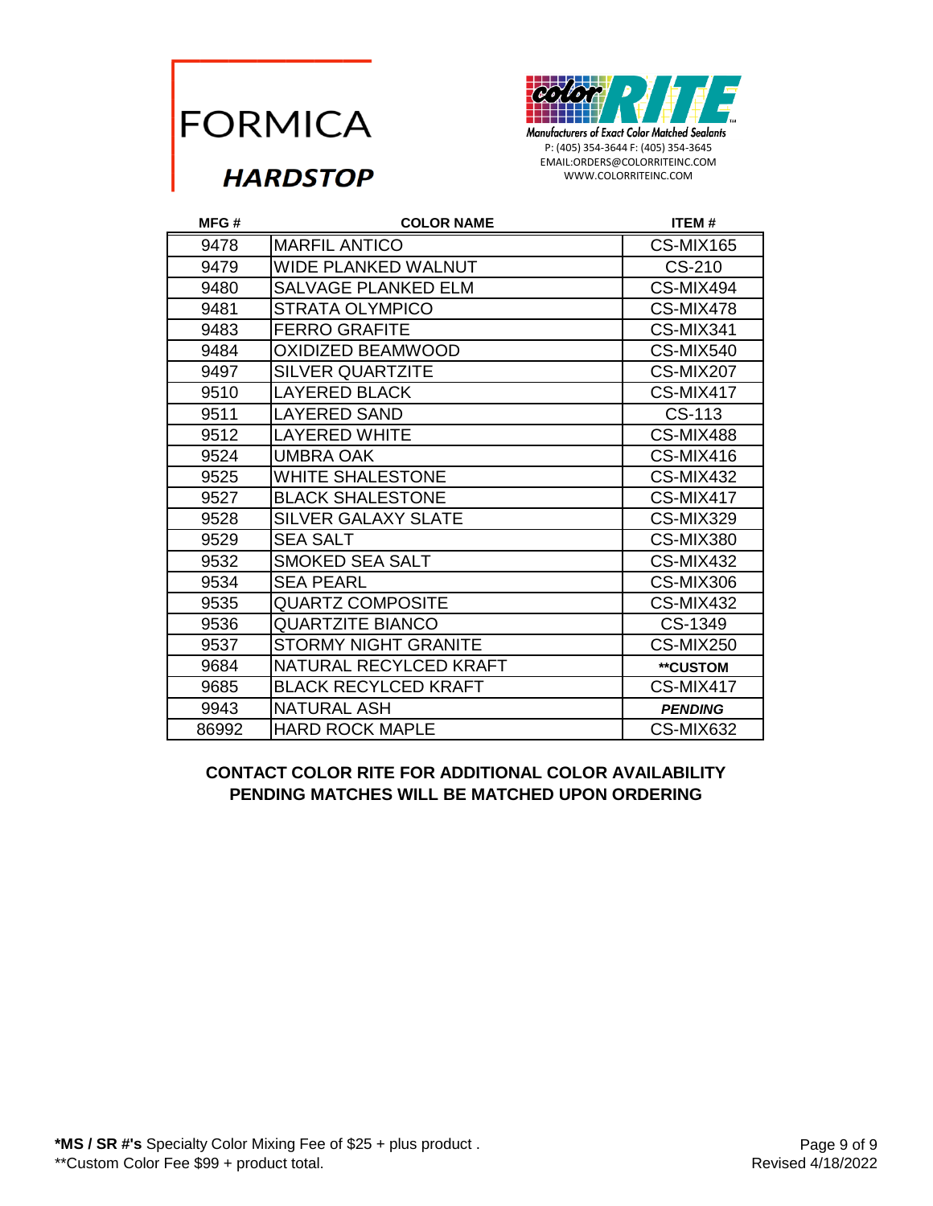FORMICA

***HARDSTOP***

colorRITE

Manufacturers of Exact Color Matched Sealants

P: (405) 354-3644 F: (405) 354-3645
EMAIL:ORDERS@COLORRITEINC.COM
WWW.COLORRITEINC.COM

| MFG # | COLOR NAME | ITEM # |
|---|---|---|
| 9478 | MARFIL ANTICO | CS-MIX165 |
| 9479 | WIDE PLANKED WALNUT | CS-210 |
| 9480 | SALVAGE PLANKED ELM | CS-MIX494 |
| 9481 | STRATA OLYMPICO | CS-MIX478 |
| 9483 | FERRO GRAFITE | CS-MIX341 |
| 9484 | OXIDIZED BEAMWOOD | CS-MIX540 |
| 9497 | SILVER QUARTZITE | CS-MIX207 |
| 9510 | LAYERED BLACK | CS-MIX417 |
| 9511 | LAYERED SAND | CS-113 |
| 9512 | LAYERED WHITE | CS-MIX488 |
| 9524 | UMBRA OAK | CS-MIX416 |
| 9525 | WHITE SHALESTONE | CS-MIX432 |
| 9527 | BLACK SHALESTONE | CS-MIX417 |
| 9528 | SILVER GALAXY SLATE | CS-MIX329 |
| 9529 | SEA SALT | CS-MIX380 |
| 9532 | SMOKED SEA SALT | CS-MIX432 |
| 9534 | SEA PEARL | CS-MIX306 |
| 9535 | QUARTZ COMPOSITE | CS-MIX432 |
| 9536 | QUARTZITE BIANCO | CS-1349 |
| 9537 | STORMY NIGHT GRANITE | CS-MIX250 |
| 9684 | NATURAL RECYLCED KRAFT | **\*\*CUSTOM** |
| 9685 | BLACK RECYLCED KRAFT | CS-MIX417 |
| 9943 | NATURAL ASH | ***PENDING*** |
| 86992 | HARD ROCK MAPLE | CS-MIX632 |

**CONTACT COLOR RITE FOR ADDITIONAL COLOR AVAILABILITY**
**PENDING MATCHES WILL BE MATCHED UPON ORDERING**

**\*MS / SR #'s** Specialty Color Mixing Fee of $25 + plus product .
\*\*Custom Color Fee $99 + product total.

Revised 4/18/2022